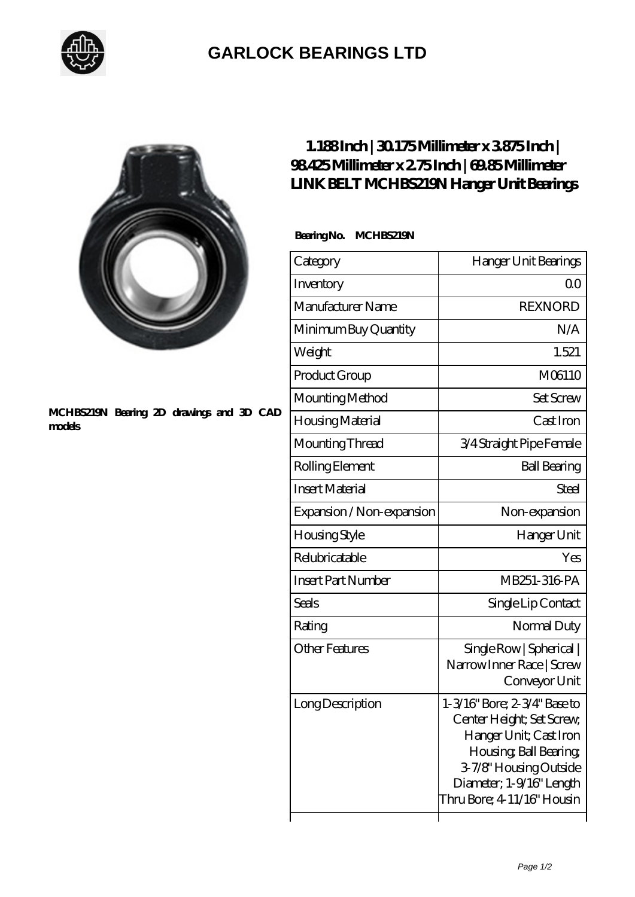# GARLOCK BEARINGS LTD

MCHBS219N Bearing 2D drawings and 3D CAD models

## 1.188 Inch | 30.175 Millimeter x 3.875 Inch | 98.425 Millimeter x 2.75 Inch | 69.85 Millimeter LINK BELT MCHBS219N Hanger Unit Bearings

**Bearing No. MCHBS219N**

| Category | Hanger Unit Bearings |
|---|---|
| Inventory | 0.0 |
| Manufacturer Name | REXNORD |
| Minimum Buy Quantity | N/A |
| Weight | 1.521 |
| Product Group | M06110 |
| Mounting Method | Set Screw |
| Housing Material | Cast Iron |
| Mounting Thread | 3/4 Straight Pipe Female |
| Rolling Element | Ball Bearing |
| Insert Material | Steel |
| Expansion / Non-expansion | Non-expansion |
| Housing Style | Hanger Unit |
| Relubricatable | Yes |
| Insert Part Number | MB251-316-PA |
| Seals | Single Lip Contact |
| Rating | Normal Duty |
| Other Features | Single Row \| Spherical \| Narrow Inner Race \| Screw Conveyor Unit |
| Long Description | 1-3/16" Bore; 2-3/4" Base to Center Height; Set Screw; Hanger Unit; Cast Iron Housing; Ball Bearing; 3-7/8" Housing Outside Diameter; 1-9/16" Length Thru Bore; 4-11/16" Housin |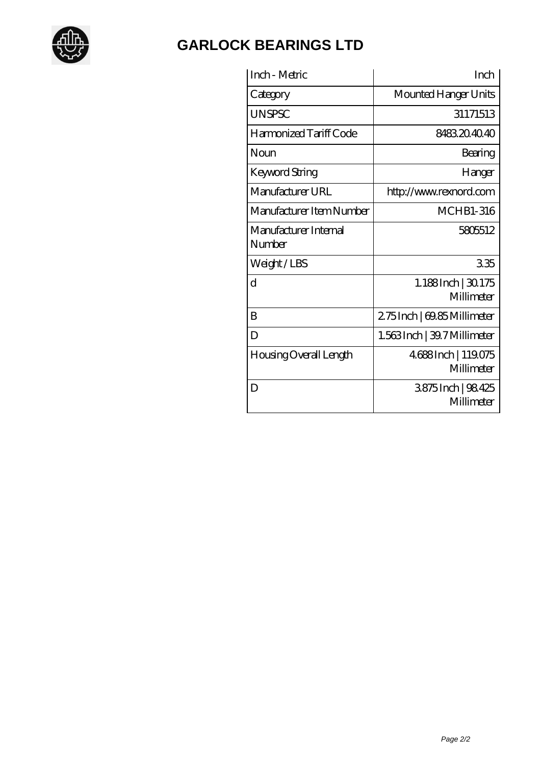# GARLOCK BEARINGS LTD

| | |
|---|---|
| Inch - Metric | Inch |
| Category | Mounted Hanger Units |
| UNSPSC | 31171513 |
| Harmonized Tariff Code | 8483.20.40.40 |
| Noun | Bearing |
| Keyword String | Hanger |
| Manufacturer URL | http://www.rexnord.com |
| Manufacturer Item Number | MCHB1-316 |
| Manufacturer Internal Number | 5805512 |
| Weight / LBS | 3.35 |
| d | 1.188 Inch \| 30.175 Millimeter |
| B | 2.75 Inch \| 69.85 Millimeter |
| D | 1.563 Inch \| 39.7 Millimeter |
| Housing Overall Length | 4.688 Inch \| 119.075 Millimeter |
| D | 3.875 Inch \| 98.425 Millimeter |